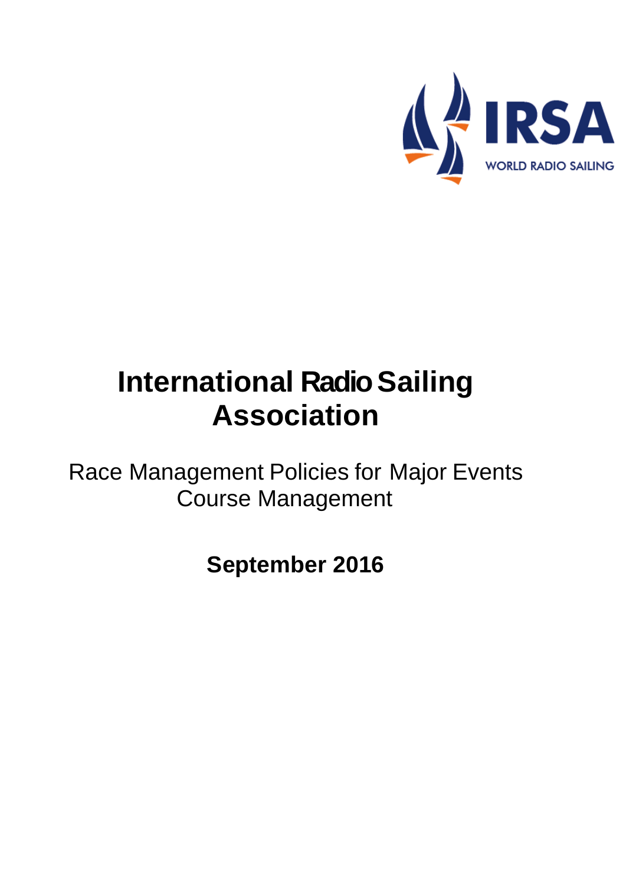IRSA

WORLD RADIO SAILING

# International Radio Sailing Association

Race Management Policies for Major Events
Course Management

**September 2016**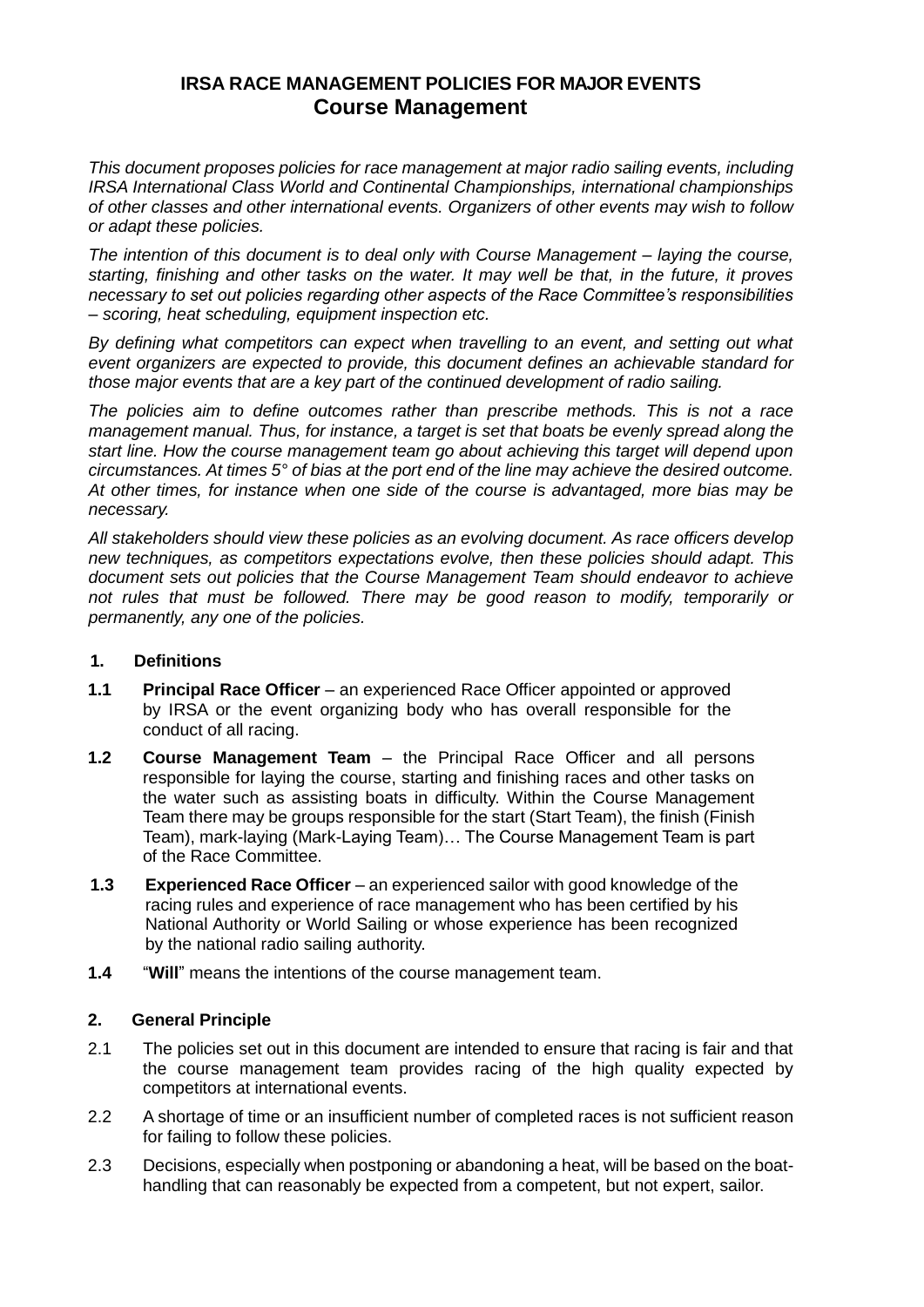## IRSA RACE MANAGEMENT POLICIES FOR MAJOR EVENTS
# Course Management

*This document proposes policies for race management at major radio sailing events, including IRSA International Class World and Continental Championships, international championships of other classes and other international events. Organizers of other events may wish to follow or adapt these policies.*

*The intention of this document is to deal only with Course Management – laying the course, starting, finishing and other tasks on the water. It may well be that, in the future, it proves necessary to set out policies regarding other aspects of the Race Committee's responsibilities – scoring, heat scheduling, equipment inspection etc.*

*By defining what competitors can expect when travelling to an event, and setting out what event organizers are expected to provide, this document defines an achievable standard for those major events that are a key part of the continued development of radio sailing.*

*The policies aim to define outcomes rather than prescribe methods. This is not a race management manual. Thus, for instance, a target is set that boats be evenly spread along the start line. How the course management team go about achieving this target will depend upon circumstances. At times 5° of bias at the port end of the line may achieve the desired outcome. At other times, for instance when one side of the course is advantaged, more bias may be necessary.*

*All stakeholders should view these policies as an evolving document. As race officers develop new techniques, as competitors expectations evolve, then these policies should adapt. This document sets out policies that the Course Management Team should endeavor to achieve not rules that must be followed. There may be good reason to modify, temporarily or permanently, any one of the policies.*

### 1. Definitions

**1.1** **Principal Race Officer** – an experienced Race Officer appointed or approved by IRSA or the event organizing body who has overall responsible for the conduct of all racing.

**1.2** **Course Management Team** – the Principal Race Officer and all persons responsible for laying the course, starting and finishing races and other tasks on the water such as assisting boats in difficulty. Within the Course Management Team there may be groups responsible for the start (Start Team), the finish (Finish Team), mark-laying (Mark-Laying Team)… The Course Management Team is part of the Race Committee.

**1.3** **Experienced Race Officer** – an experienced sailor with good knowledge of the racing rules and experience of race management who has been certified by his National Authority or World Sailing or whose experience has been recognized by the national radio sailing authority.

**1.4** "**Will**" means the intentions of the course management team.

### 2. General Principle

2.1 The policies set out in this document are intended to ensure that racing is fair and that the course management team provides racing of the high quality expected by competitors at international events.

2.2 A shortage of time or an insufficient number of completed races is not sufficient reason for failing to follow these policies.

2.3 Decisions, especially when postponing or abandoning a heat, will be based on the boat-handling that can reasonably be expected from a competent, but not expert, sailor.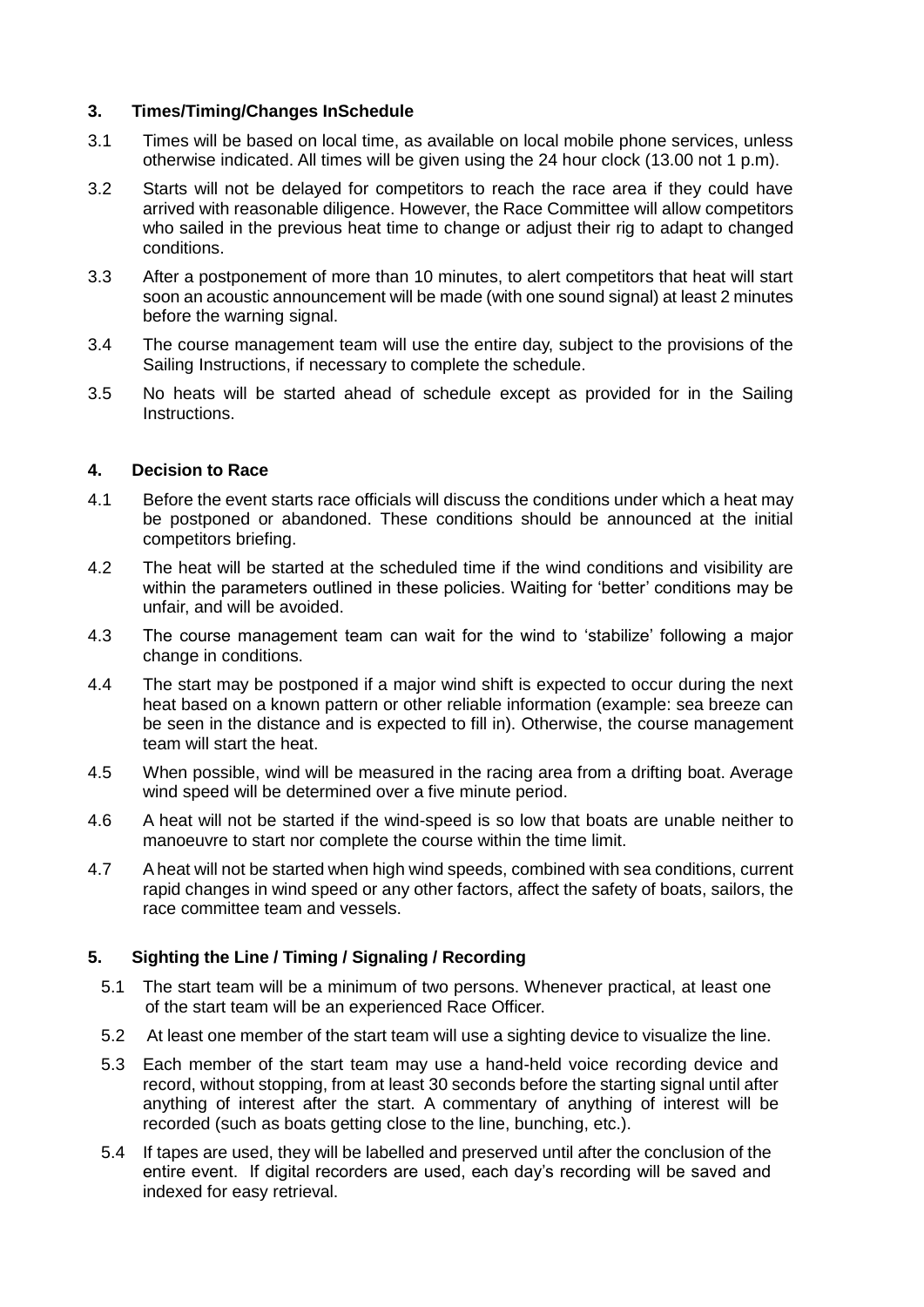## 3. Times/Timing/Changes InSchedule

3.1 Times will be based on local time, as available on local mobile phone services, unless otherwise indicated. All times will be given using the 24 hour clock (13.00 not 1 p.m).

3.2 Starts will not be delayed for competitors to reach the race area if they could have arrived with reasonable diligence. However, the Race Committee will allow competitors who sailed in the previous heat time to change or adjust their rig to adapt to changed conditions.

3.3 After a postponement of more than 10 minutes, to alert competitors that heat will start soon an acoustic announcement will be made (with one sound signal) at least 2 minutes before the warning signal.

3.4 The course management team will use the entire day, subject to the provisions of the Sailing Instructions, if necessary to complete the schedule.

3.5 No heats will be started ahead of schedule except as provided for in the Sailing Instructions.

## 4. Decision to Race

4.1 Before the event starts race officials will discuss the conditions under which a heat may be postponed or abandoned. These conditions should be announced at the initial competitors briefing.

4.2 The heat will be started at the scheduled time if the wind conditions and visibility are within the parameters outlined in these policies. Waiting for 'better' conditions may be unfair, and will be avoided.

4.3 The course management team can wait for the wind to 'stabilize' following a major change in conditions.

4.4 The start may be postponed if a major wind shift is expected to occur during the next heat based on a known pattern or other reliable information (example: sea breeze can be seen in the distance and is expected to fill in). Otherwise, the course management team will start the heat.

4.5 When possible, wind will be measured in the racing area from a drifting boat. Average wind speed will be determined over a five minute period.

4.6 A heat will not be started if the wind-speed is so low that boats are unable neither to manoeuvre to start nor complete the course within the time limit.

4.7 A heat will not be started when high wind speeds, combined with sea conditions, current rapid changes in wind speed or any other factors, affect the safety of boats, sailors, the race committee team and vessels.

## 5. Sighting the Line / Timing / Signaling / Recording

5.1 The start team will be a minimum of two persons. Whenever practical, at least one of the start team will be an experienced Race Officer.

5.2 At least one member of the start team will use a sighting device to visualize the line.

5.3 Each member of the start team may use a hand-held voice recording device and record, without stopping, from at least 30 seconds before the starting signal until after anything of interest after the start. A commentary of anything of interest will be recorded (such as boats getting close to the line, bunching, etc.).

5.4 If tapes are used, they will be labelled and preserved until after the conclusion of the entire event. If digital recorders are used, each day's recording will be saved and indexed for easy retrieval.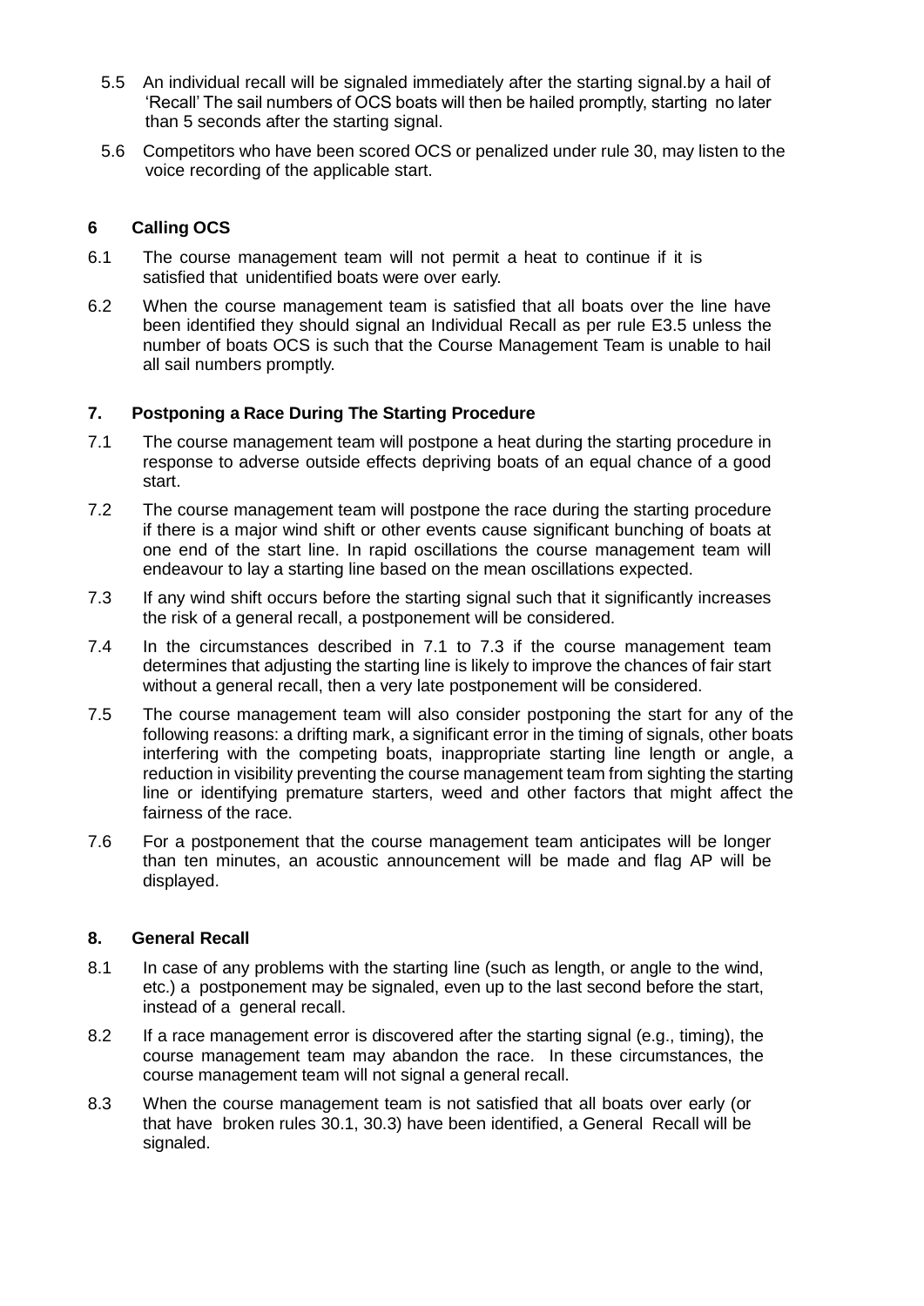5.5 An individual recall will be signaled immediately after the starting signal.by a hail of 'Recall' The sail numbers of OCS boats will then be hailed promptly, starting no later than 5 seconds after the starting signal.

5.6 Competitors who have been scored OCS or penalized under rule 30, may listen to the voice recording of the applicable start.

## 6 Calling OCS

6.1 The course management team will not permit a heat to continue if it is satisfied that unidentified boats were over early.

6.2 When the course management team is satisfied that all boats over the line have been identified they should signal an Individual Recall as per rule E3.5 unless the number of boats OCS is such that the Course Management Team is unable to hail all sail numbers promptly.

## 7. Postponing a Race During The Starting Procedure

7.1 The course management team will postpone a heat during the starting procedure in response to adverse outside effects depriving boats of an equal chance of a good start.

7.2 The course management team will postpone the race during the starting procedure if there is a major wind shift or other events cause significant bunching of boats at one end of the start line. In rapid oscillations the course management team will endeavour to lay a starting line based on the mean oscillations expected.

7.3 If any wind shift occurs before the starting signal such that it significantly increases the risk of a general recall, a postponement will be considered.

7.4 In the circumstances described in 7.1 to 7.3 if the course management team determines that adjusting the starting line is likely to improve the chances of fair start without a general recall, then a very late postponement will be considered.

7.5 The course management team will also consider postponing the start for any of the following reasons: a drifting mark, a significant error in the timing of signals, other boats interfering with the competing boats, inappropriate starting line length or angle, a reduction in visibility preventing the course management team from sighting the starting line or identifying premature starters, weed and other factors that might affect the fairness of the race.

7.6 For a postponement that the course management team anticipates will be longer than ten minutes, an acoustic announcement will be made and flag AP will be displayed.

## 8. General Recall

8.1 In case of any problems with the starting line (such as length, or angle to the wind, etc.) a postponement may be signaled, even up to the last second before the start, instead of a general recall.

8.2 If a race management error is discovered after the starting signal (e.g., timing), the course management team may abandon the race. In these circumstances, the course management team will not signal a general recall.

8.3 When the course management team is not satisfied that all boats over early (or that have broken rules 30.1, 30.3) have been identified, a General Recall will be signaled.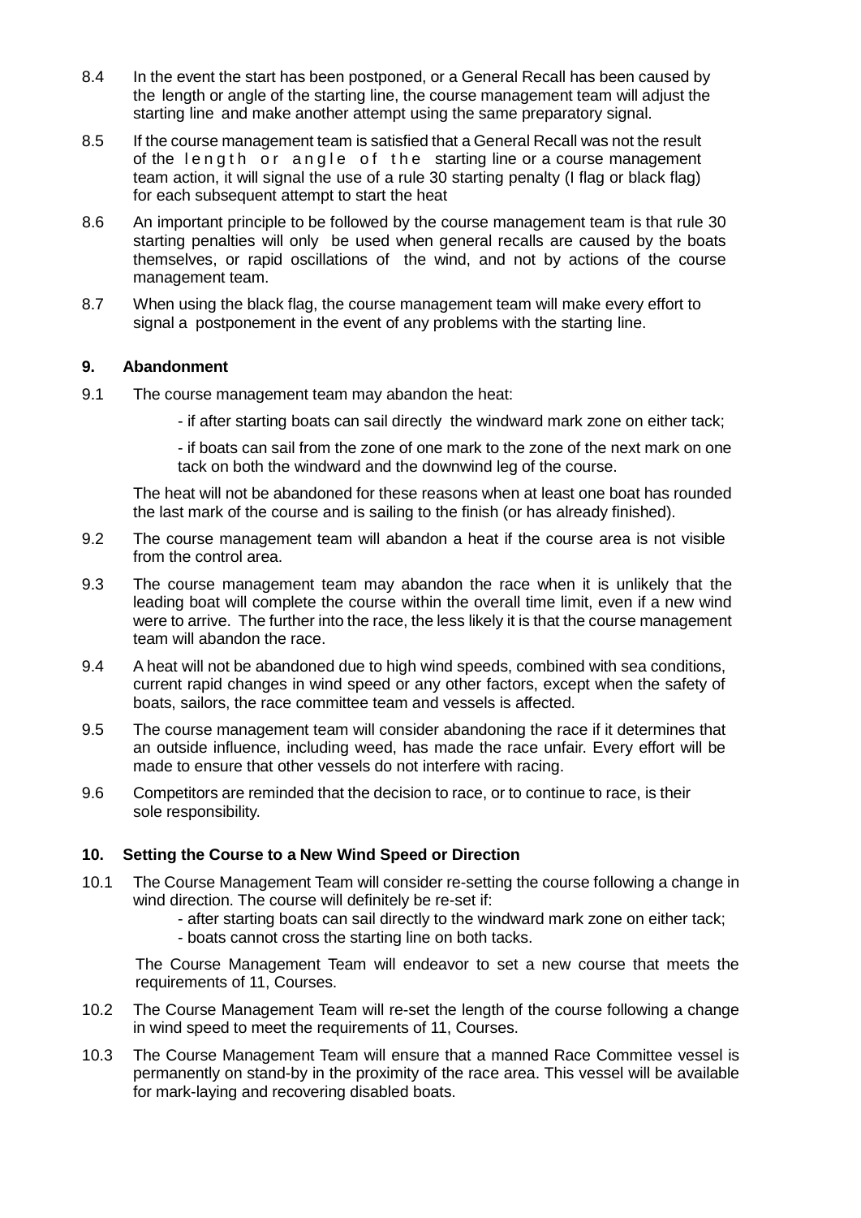8.4 In the event the start has been postponed, or a General Recall has been caused by the length or angle of the starting line, the course management team will adjust the starting line and make another attempt using the same preparatory signal.

8.5 If the course management team is satisfied that a General Recall was not the result of the length or angle of the starting line or a course management team action, it will signal the use of a rule 30 starting penalty (I flag or black flag) for each subsequent attempt to start the heat

8.6 An important principle to be followed by the course management team is that rule 30 starting penalties will only be used when general recalls are caused by the boats themselves, or rapid oscillations of the wind, and not by actions of the course management team.

8.7 When using the black flag, the course management team will make every effort to signal a postponement in the event of any problems with the starting line.

## 9. Abandonment

9.1 The course management team may abandon the heat:

- if after starting boats can sail directly the windward mark zone on either tack;
- if boats can sail from the zone of one mark to the zone of the next mark on one tack on both the windward and the downwind leg of the course.

The heat will not be abandoned for these reasons when at least one boat has rounded the last mark of the course and is sailing to the finish (or has already finished).

9.2 The course management team will abandon a heat if the course area is not visible from the control area.

9.3 The course management team may abandon the race when it is unlikely that the leading boat will complete the course within the overall time limit, even if a new wind were to arrive. The further into the race, the less likely it is that the course management team will abandon the race.

9.4 A heat will not be abandoned due to high wind speeds, combined with sea conditions, current rapid changes in wind speed or any other factors, except when the safety of boats, sailors, the race committee team and vessels is affected.

9.5 The course management team will consider abandoning the race if it determines that an outside influence, including weed, has made the race unfair. Every effort will be made to ensure that other vessels do not interfere with racing.

9.6 Competitors are reminded that the decision to race, or to continue to race, is their sole responsibility.

## 10. Setting the Course to a New Wind Speed or Direction

10.1 The Course Management Team will consider re-setting the course following a change in wind direction. The course will definitely be re-set if:

- after starting boats can sail directly to the windward mark zone on either tack;
- boats cannot cross the starting line on both tacks.

The Course Management Team will endeavor to set a new course that meets the requirements of 11, Courses.

10.2 The Course Management Team will re-set the length of the course following a change in wind speed to meet the requirements of 11, Courses.

10.3 The Course Management Team will ensure that a manned Race Committee vessel is permanently on stand-by in the proximity of the race area. This vessel will be available for mark-laying and recovering disabled boats.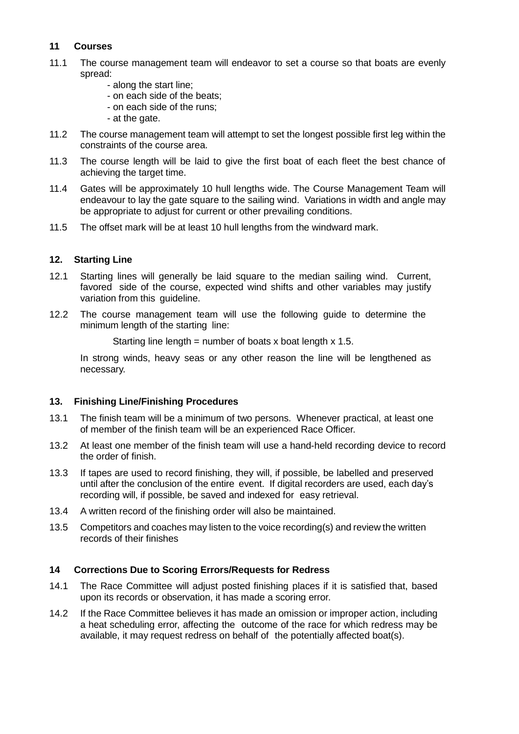## 11 Courses

11.1 The course management team will endeavor to set a course so that boats are evenly spread:

- along the start line;
- on each side of the beats;
- on each side of the runs;
- at the gate.

11.2 The course management team will attempt to set the longest possible first leg within the constraints of the course area.

11.3 The course length will be laid to give the first boat of each fleet the best chance of achieving the target time.

11.4 Gates will be approximately 10 hull lengths wide. The Course Management Team will endeavour to lay the gate square to the sailing wind. Variations in width and angle may be appropriate to adjust for current or other prevailing conditions.

11.5 The offset mark will be at least 10 hull lengths from the windward mark.

## 12. Starting Line

12.1 Starting lines will generally be laid square to the median sailing wind. Current, favored side of the course, expected wind shifts and other variables may justify variation from this guideline.

12.2 The course management team will use the following guide to determine the minimum length of the starting line:

Starting line length = number of boats x boat length x 1.5.

In strong winds, heavy seas or any other reason the line will be lengthened as necessary.

## 13. Finishing Line/Finishing Procedures

13.1 The finish team will be a minimum of two persons. Whenever practical, at least one of member of the finish team will be an experienced Race Officer.

13.2 At least one member of the finish team will use a hand-held recording device to record the order of finish.

13.3 If tapes are used to record finishing, they will, if possible, be labelled and preserved until after the conclusion of the entire event. If digital recorders are used, each day's recording will, if possible, be saved and indexed for easy retrieval.

13.4 A written record of the finishing order will also be maintained.

13.5 Competitors and coaches may listen to the voice recording(s) and review the written records of their finishes

## 14 Corrections Due to Scoring Errors/Requests for Redress

14.1 The Race Committee will adjust posted finishing places if it is satisfied that, based upon its records or observation, it has made a scoring error.

14.2 If the Race Committee believes it has made an omission or improper action, including a heat scheduling error, affecting the outcome of the race for which redress may be available, it may request redress on behalf of the potentially affected boat(s).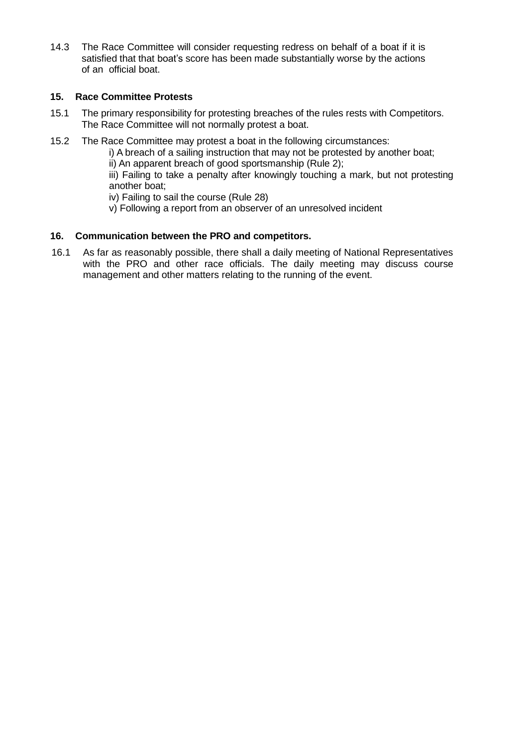14.3 The Race Committee will consider requesting redress on behalf of a boat if it is satisfied that that boat's score has been made substantially worse by the actions of an official boat.

## 15. Race Committee Protests

15.1 The primary responsibility for protesting breaches of the rules rests with Competitors. The Race Committee will not normally protest a boat.

15.2 The Race Committee may protest a boat in the following circumstances:

i) A breach of a sailing instruction that may not be protested by another boat;
ii) An apparent breach of good sportsmanship (Rule 2);
iii) Failing to take a penalty after knowingly touching a mark, but not protesting another boat;
iv) Failing to sail the course (Rule 28)
v) Following a report from an observer of an unresolved incident

## 16. Communication between the PRO and competitors.

16.1 As far as reasonably possible, there shall a daily meeting of National Representatives with the PRO and other race officials. The daily meeting may discuss course management and other matters relating to the running of the event.